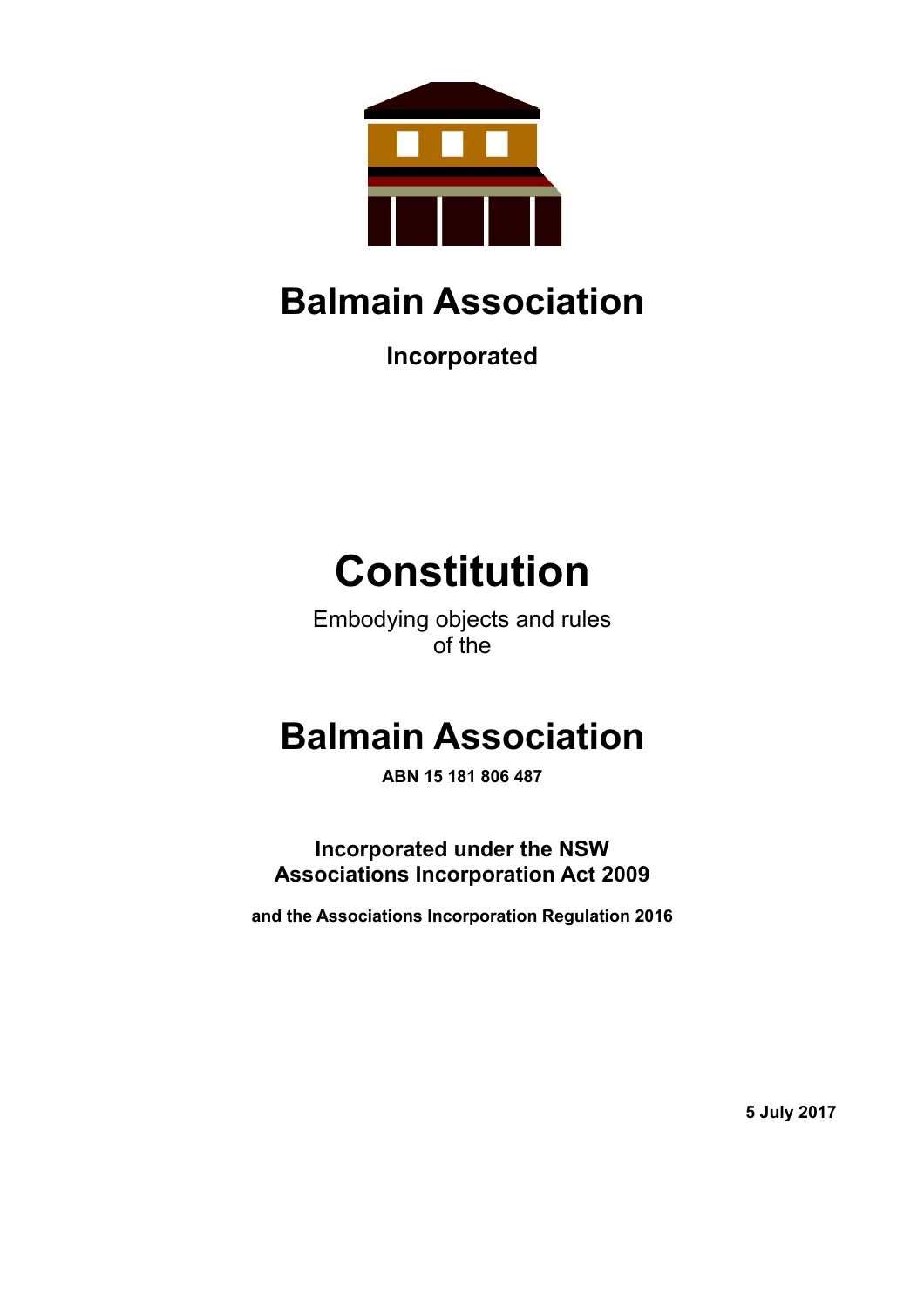# Balmain Association

**Incorporated**

# Constitution

Embodying objects and rules
of the

# Balmain Association

**ABN 15 181 806 487**

**Incorporated under the NSW Associations Incorporation Act 2009**

**and the Associations Incorporation Regulation 2016**

**5 July 2017**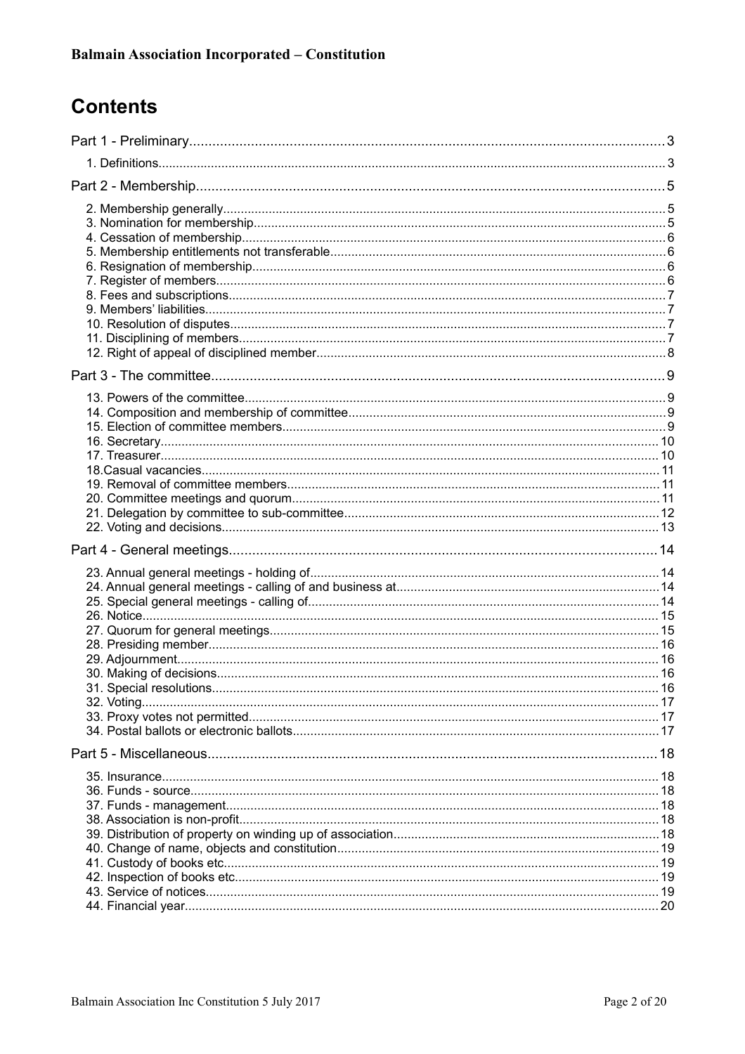## Contents

Part 1 - Preliminary ..... 3

- 1. Definitions ..... 3

Part 2 - Membership ..... 5

- 2. Membership generally ..... 5
- 3. Nomination for membership ..... 5
- 4. Cessation of membership ..... 6
- 5. Membership entitlements not transferable ..... 6
- 6. Resignation of membership ..... 6
- 7. Register of members ..... 6
- 8. Fees and subscriptions ..... 7
- 9. Members' liabilities ..... 7
- 10. Resolution of disputes ..... 7
- 11. Disciplining of members ..... 7
- 12. Right of appeal of disciplined member ..... 8

Part 3 - The committee ..... 9

- 13. Powers of the committee ..... 9
- 14. Composition and membership of committee ..... 9
- 15. Election of committee members ..... 9
- 16. Secretary ..... 10
- 17. Treasurer ..... 10
- 18.Casual vacancies ..... 11
- 19. Removal of committee members ..... 11
- 20. Committee meetings and quorum ..... 11
- 21. Delegation by committee to sub-committee ..... 12
- 22. Voting and decisions ..... 13

Part 4 - General meetings ..... 14

- 23. Annual general meetings - holding of ..... 14
- 24. Annual general meetings - calling of and business at ..... 14
- 25. Special general meetings - calling of ..... 14
- 26. Notice ..... 15
- 27. Quorum for general meetings ..... 15
- 28. Presiding member ..... 16
- 29. Adjournment ..... 16
- 30. Making of decisions ..... 16
- 31. Special resolutions ..... 16
- 32. Voting ..... 17
- 33. Proxy votes not permitted ..... 17
- 34. Postal ballots or electronic ballots ..... 17

Part 5 - Miscellaneous ..... 18

- 35. Insurance ..... 18
- 36. Funds - source ..... 18
- 37. Funds - management ..... 18
- 38. Association is non-profit ..... 18
- 39. Distribution of property on winding up of association ..... 18
- 40. Change of name, objects and constitution ..... 19
- 41. Custody of books etc ..... 19
- 42. Inspection of books etc ..... 19
- 43. Service of notices ..... 19
- 44. Financial year ..... 20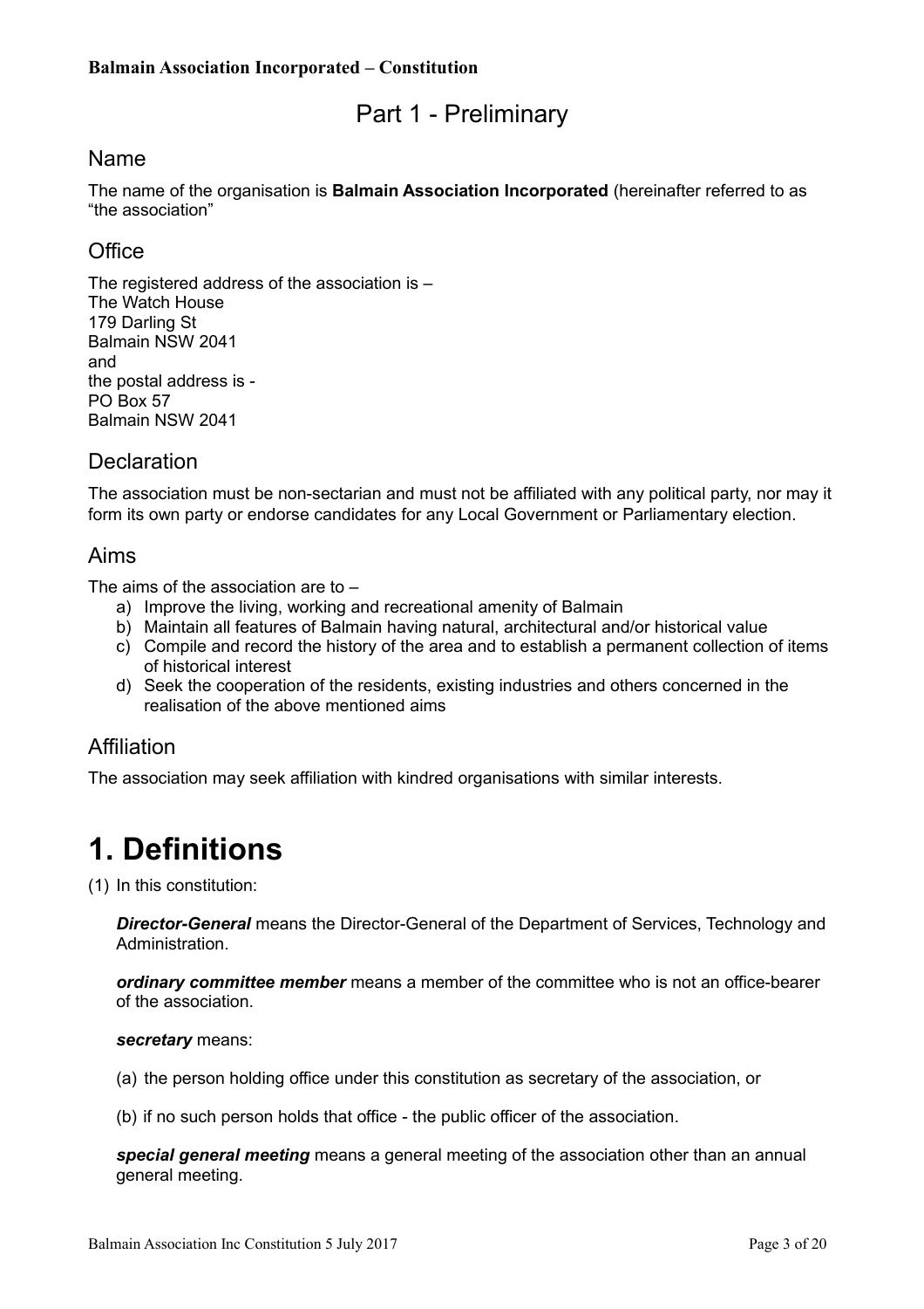# Part 1 - Preliminary

## Name

The name of the organisation is **Balmain Association Incorporated** (hereinafter referred to as "the association"

## Office

The registered address of the association is –
The Watch House
179 Darling St
Balmain NSW 2041
and
the postal address is -
PO Box 57
Balmain NSW 2041

## Declaration

The association must be non-sectarian and must not be affiliated with any political party, nor may it form its own party or endorse candidates for any Local Government or Parliamentary election.

## Aims

The aims of the association are to –

a) Improve the living, working and recreational amenity of Balmain
b) Maintain all features of Balmain having natural, architectural and/or historical value
c) Compile and record the history of the area and to establish a permanent collection of items of historical interest
d) Seek the cooperation of the residents, existing industries and others concerned in the realisation of the above mentioned aims

## Affiliation

The association may seek affiliation with kindred organisations with similar interests.

# 1. Definitions

(1) In this constitution:

***Director-General*** means the Director-General of the Department of Services, Technology and Administration.

***ordinary committee member*** means a member of the committee who is not an office-bearer of the association.

***secretary*** means:

(a) the person holding office under this constitution as secretary of the association, or

(b) if no such person holds that office - the public officer of the association.

***special general meeting*** means a general meeting of the association other than an annual general meeting.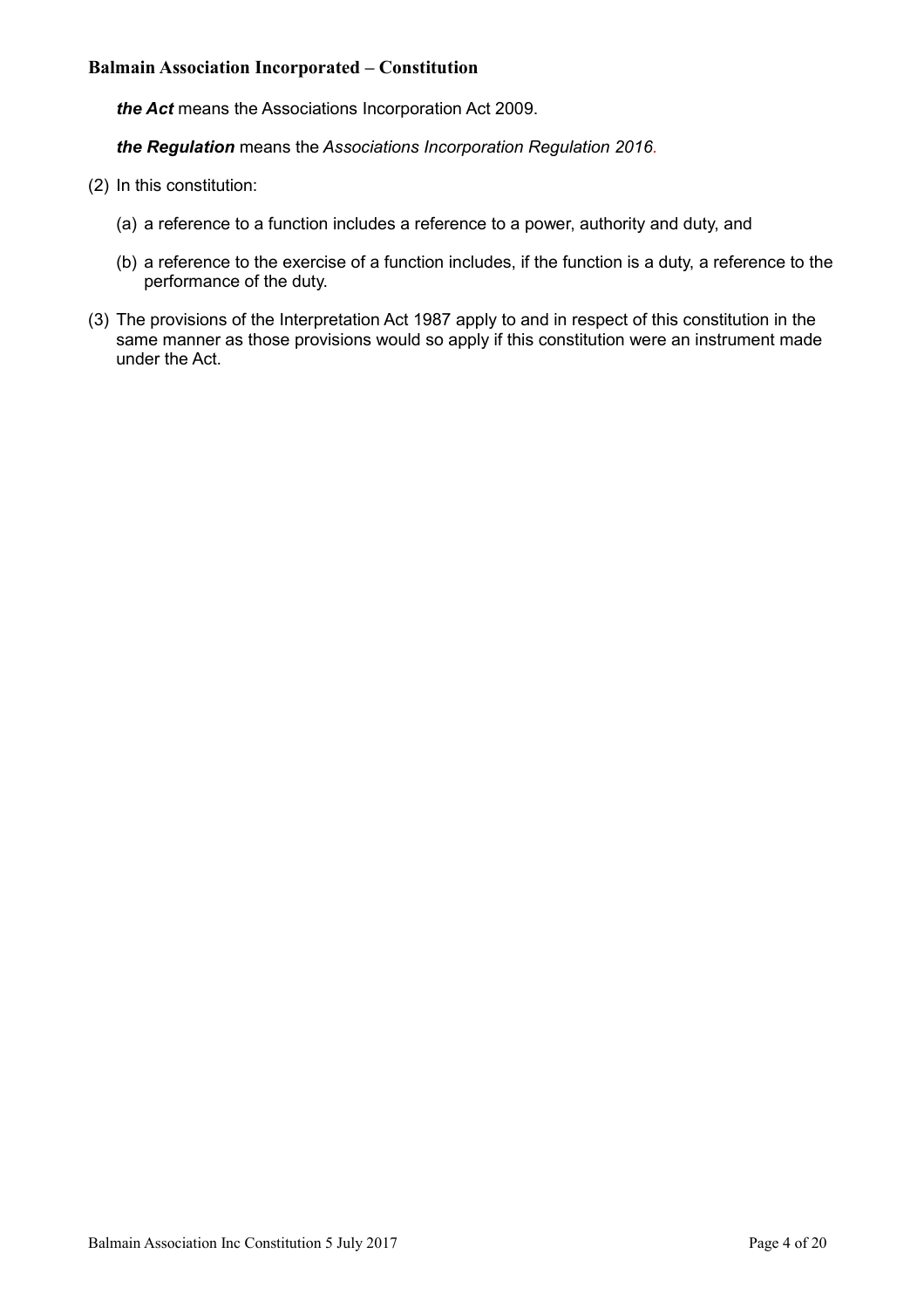***the Act*** means the Associations Incorporation Act 2009.

***the Regulation*** means the *Associations Incorporation Regulation 2016*.

(2) In this constitution:

(a) a reference to a function includes a reference to a power, authority and duty, and

(b) a reference to the exercise of a function includes, if the function is a duty, a reference to the performance of the duty.

(3) The provisions of the Interpretation Act 1987 apply to and in respect of this constitution in the same manner as those provisions would so apply if this constitution were an instrument made under the Act.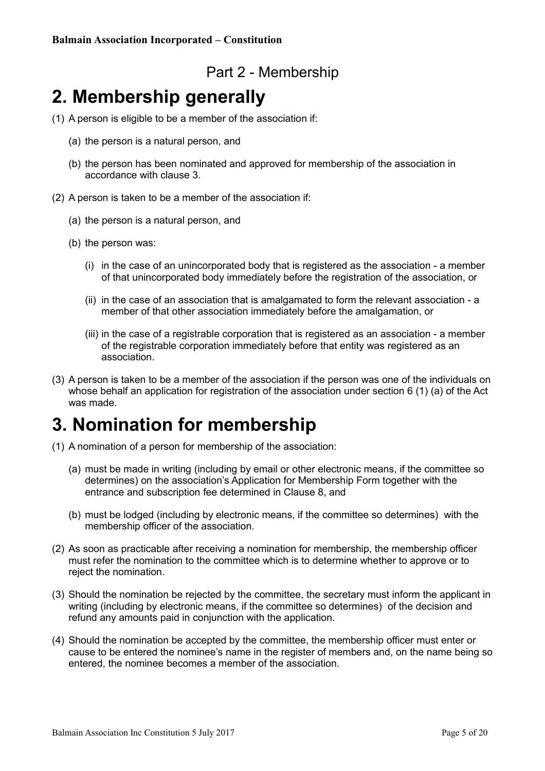## Part 2 - Membership

# 2. Membership generally

(1) A person is eligible to be a member of the association if:

   (a) the person is a natural person, and

   (b) the person has been nominated and approved for membership of the association in accordance with clause 3.

(2) A person is taken to be a member of the association if:

   (a) the person is a natural person, and

   (b) the person was:

      (i) in the case of an unincorporated body that is registered as the association - a member of that unincorporated body immediately before the registration of the association, or

      (ii) in the case of an association that is amalgamated to form the relevant association - a member of that other association immediately before the amalgamation, or

      (iii) in the case of a registrable corporation that is registered as an association - a member of the registrable corporation immediately before that entity was registered as an association.

(3) A person is taken to be a member of the association if the person was one of the individuals on whose behalf an application for registration of the association under section 6 (1) (a) of the Act was made.

# 3. Nomination for membership

(1) A nomination of a person for membership of the association:

   (a) must be made in writing (including by email or other electronic means, if the committee so determines) on the association's Application for Membership Form together with the entrance and subscription fee determined in Clause 8, and

   (b) must be lodged (including by electronic means, if the committee so determines) with the membership officer of the association.

(2) As soon as practicable after receiving a nomination for membership, the membership officer must refer the nomination to the committee which is to determine whether to approve or to reject the nomination.

(3) Should the nomination be rejected by the committee, the secretary must inform the applicant in writing (including by electronic means, if the committee so determines) of the decision and refund any amounts paid in conjunction with the application.

(4) Should the nomination be accepted by the committee, the membership officer must enter or cause to be entered the nominee's name in the register of members and, on the name being so entered, the nominee becomes a member of the association.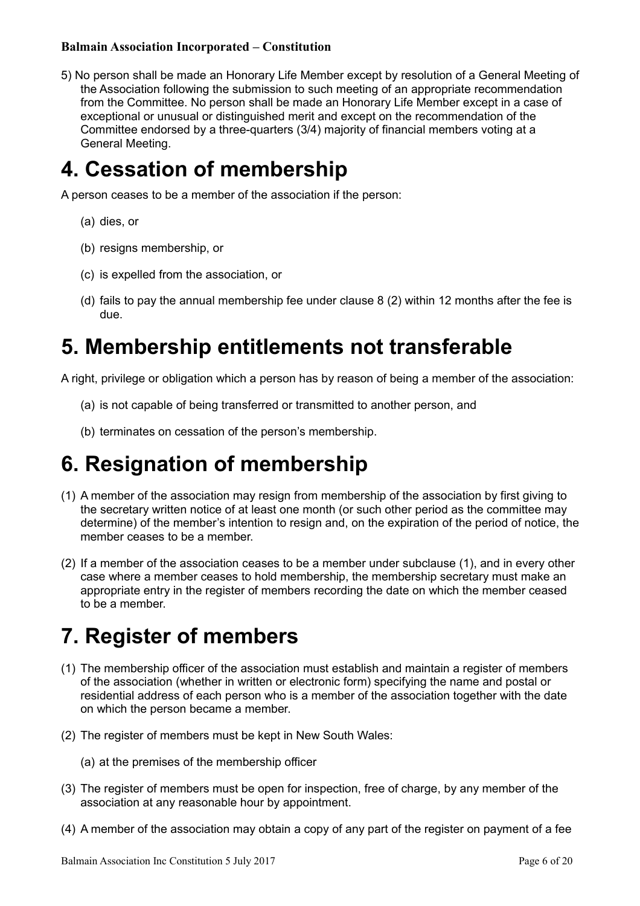5) No person shall be made an Honorary Life Member except by resolution of a General Meeting of the Association following the submission to such meeting of an appropriate recommendation from the Committee. No person shall be made an Honorary Life Member except in a case of exceptional or unusual or distinguished merit and except on the recommendation of the Committee endorsed by a three-quarters (3/4) majority of financial members voting at a General Meeting.

# 4. Cessation of membership

A person ceases to be a member of the association if the person:

(a) dies, or

(b) resigns membership, or

(c) is expelled from the association, or

(d) fails to pay the annual membership fee under clause 8 (2) within 12 months after the fee is due.

# 5. Membership entitlements not transferable

A right, privilege or obligation which a person has by reason of being a member of the association:

(a) is not capable of being transferred or transmitted to another person, and

(b) terminates on cessation of the person's membership.

# 6. Resignation of membership

(1) A member of the association may resign from membership of the association by first giving to the secretary written notice of at least one month (or such other period as the committee may determine) of the member's intention to resign and, on the expiration of the period of notice, the member ceases to be a member.

(2) If a member of the association ceases to be a member under subclause (1), and in every other case where a member ceases to hold membership, the membership secretary must make an appropriate entry in the register of members recording the date on which the member ceased to be a member.

# 7. Register of members

(1) The membership officer of the association must establish and maintain a register of members of the association (whether in written or electronic form) specifying the name and postal or residential address of each person who is a member of the association together with the date on which the person became a member.

(2) The register of members must be kept in New South Wales:

(a) at the premises of the membership officer

(3) The register of members must be open for inspection, free of charge, by any member of the association at any reasonable hour by appointment.

(4) A member of the association may obtain a copy of any part of the register on payment of a fee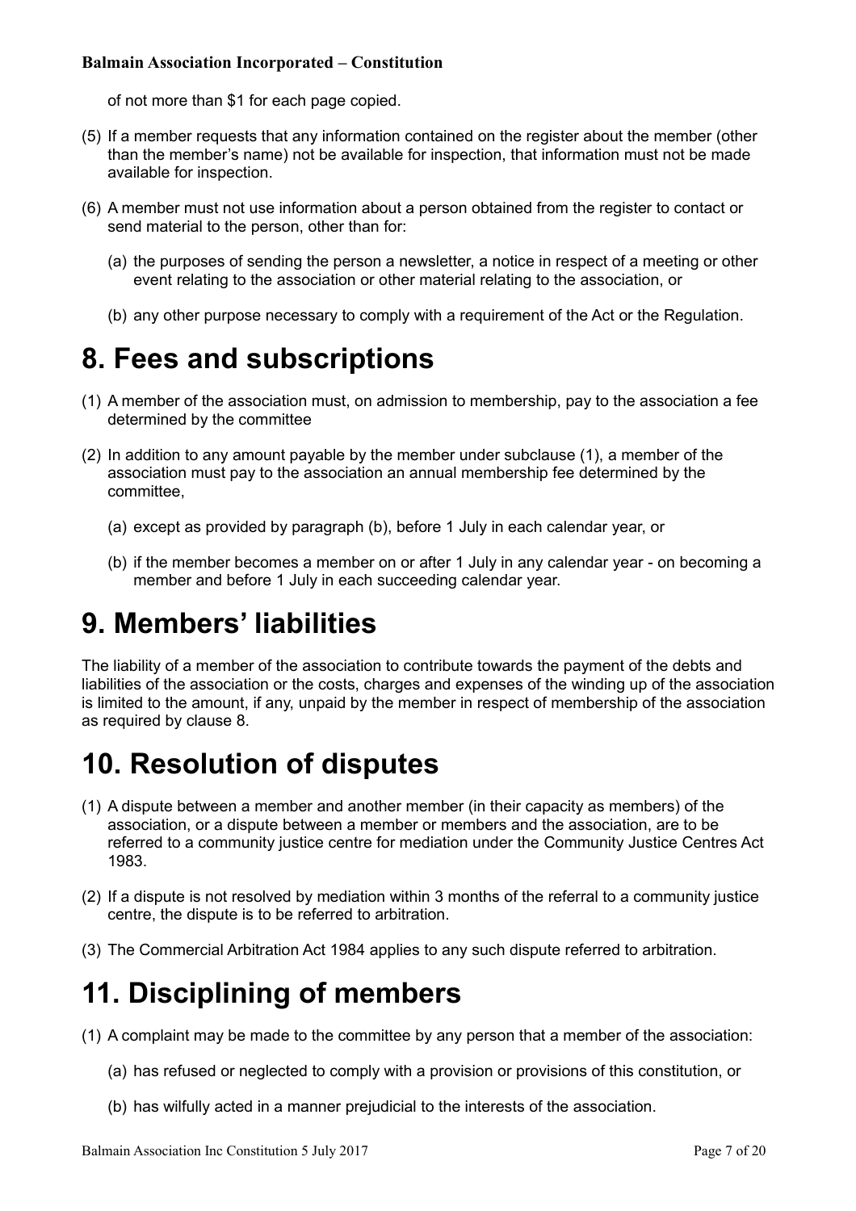of not more than $1 for each page copied.

(5) If a member requests that any information contained on the register about the member (other than the member's name) not be available for inspection, that information must not be made available for inspection.

(6) A member must not use information about a person obtained from the register to contact or send material to the person, other than for:

(a) the purposes of sending the person a newsletter, a notice in respect of a meeting or other event relating to the association or other material relating to the association, or

(b) any other purpose necessary to comply with a requirement of the Act or the Regulation.

# 8. Fees and subscriptions

(1) A member of the association must, on admission to membership, pay to the association a fee determined by the committee

(2) In addition to any amount payable by the member under subclause (1), a member of the association must pay to the association an annual membership fee determined by the committee,

(a) except as provided by paragraph (b), before 1 July in each calendar year, or

(b) if the member becomes a member on or after 1 July in any calendar year - on becoming a member and before 1 July in each succeeding calendar year.

# 9. Members' liabilities

The liability of a member of the association to contribute towards the payment of the debts and liabilities of the association or the costs, charges and expenses of the winding up of the association is limited to the amount, if any, unpaid by the member in respect of membership of the association as required by clause 8.

# 10. Resolution of disputes

(1) A dispute between a member and another member (in their capacity as members) of the association, or a dispute between a member or members and the association, are to be referred to a community justice centre for mediation under the Community Justice Centres Act 1983.

(2) If a dispute is not resolved by mediation within 3 months of the referral to a community justice centre, the dispute is to be referred to arbitration.

(3) The Commercial Arbitration Act 1984 applies to any such dispute referred to arbitration.

# 11. Disciplining of members

(1) A complaint may be made to the committee by any person that a member of the association:

(a) has refused or neglected to comply with a provision or provisions of this constitution, or

(b) has wilfully acted in a manner prejudicial to the interests of the association.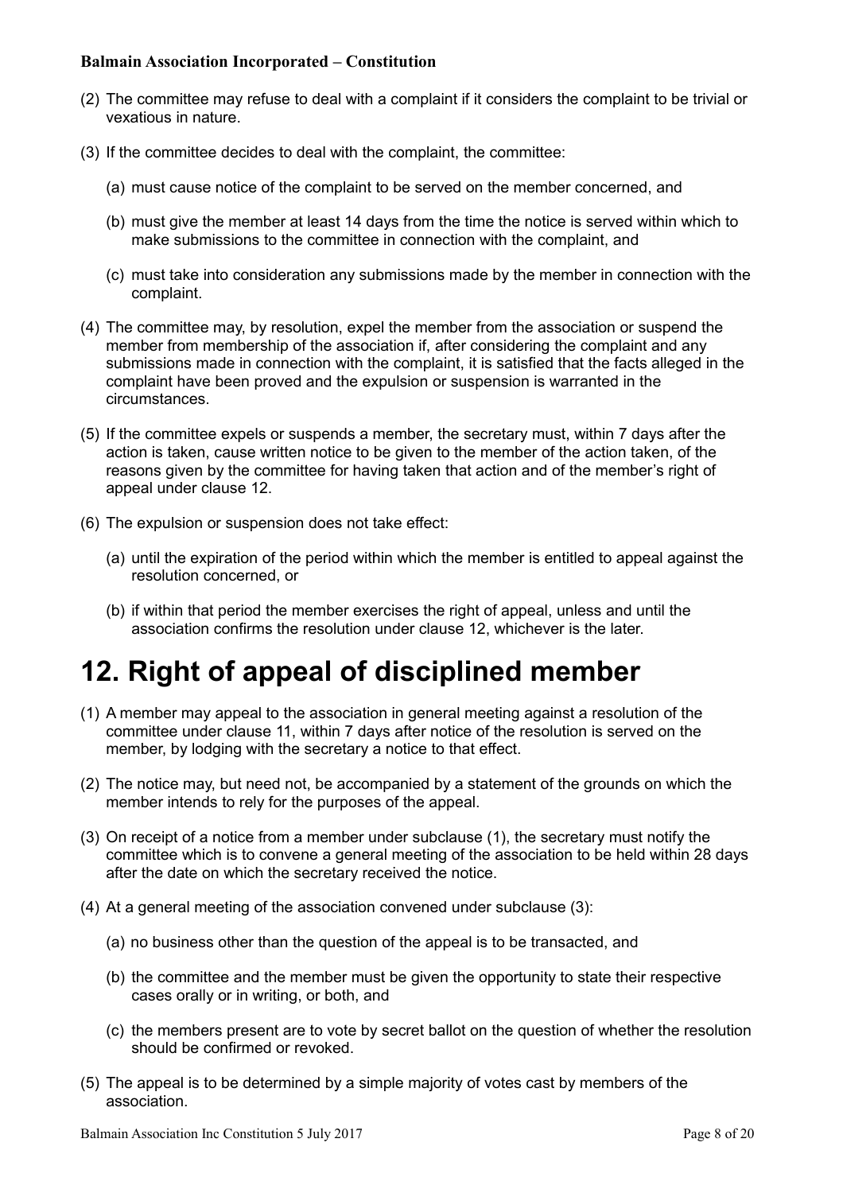(2) The committee may refuse to deal with a complaint if it considers the complaint to be trivial or vexatious in nature.

(3) If the committee decides to deal with the complaint, the committee:

   (a) must cause notice of the complaint to be served on the member concerned, and

   (b) must give the member at least 14 days from the time the notice is served within which to make submissions to the committee in connection with the complaint, and

   (c) must take into consideration any submissions made by the member in connection with the complaint.

(4) The committee may, by resolution, expel the member from the association or suspend the member from membership of the association if, after considering the complaint and any submissions made in connection with the complaint, it is satisfied that the facts alleged in the complaint have been proved and the expulsion or suspension is warranted in the circumstances.

(5) If the committee expels or suspends a member, the secretary must, within 7 days after the action is taken, cause written notice to be given to the member of the action taken, of the reasons given by the committee for having taken that action and of the member's right of appeal under clause 12.

(6) The expulsion or suspension does not take effect:

   (a) until the expiration of the period within which the member is entitled to appeal against the resolution concerned, or

   (b) if within that period the member exercises the right of appeal, unless and until the association confirms the resolution under clause 12, whichever is the later.

# 12. Right of appeal of disciplined member

(1) A member may appeal to the association in general meeting against a resolution of the committee under clause 11, within 7 days after notice of the resolution is served on the member, by lodging with the secretary a notice to that effect.

(2) The notice may, but need not, be accompanied by a statement of the grounds on which the member intends to rely for the purposes of the appeal.

(3) On receipt of a notice from a member under subclause (1), the secretary must notify the committee which is to convene a general meeting of the association to be held within 28 days after the date on which the secretary received the notice.

(4) At a general meeting of the association convened under subclause (3):

   (a) no business other than the question of the appeal is to be transacted, and

   (b) the committee and the member must be given the opportunity to state their respective cases orally or in writing, or both, and

   (c) the members present are to vote by secret ballot on the question of whether the resolution should be confirmed or revoked.

(5) The appeal is to be determined by a simple majority of votes cast by members of the association.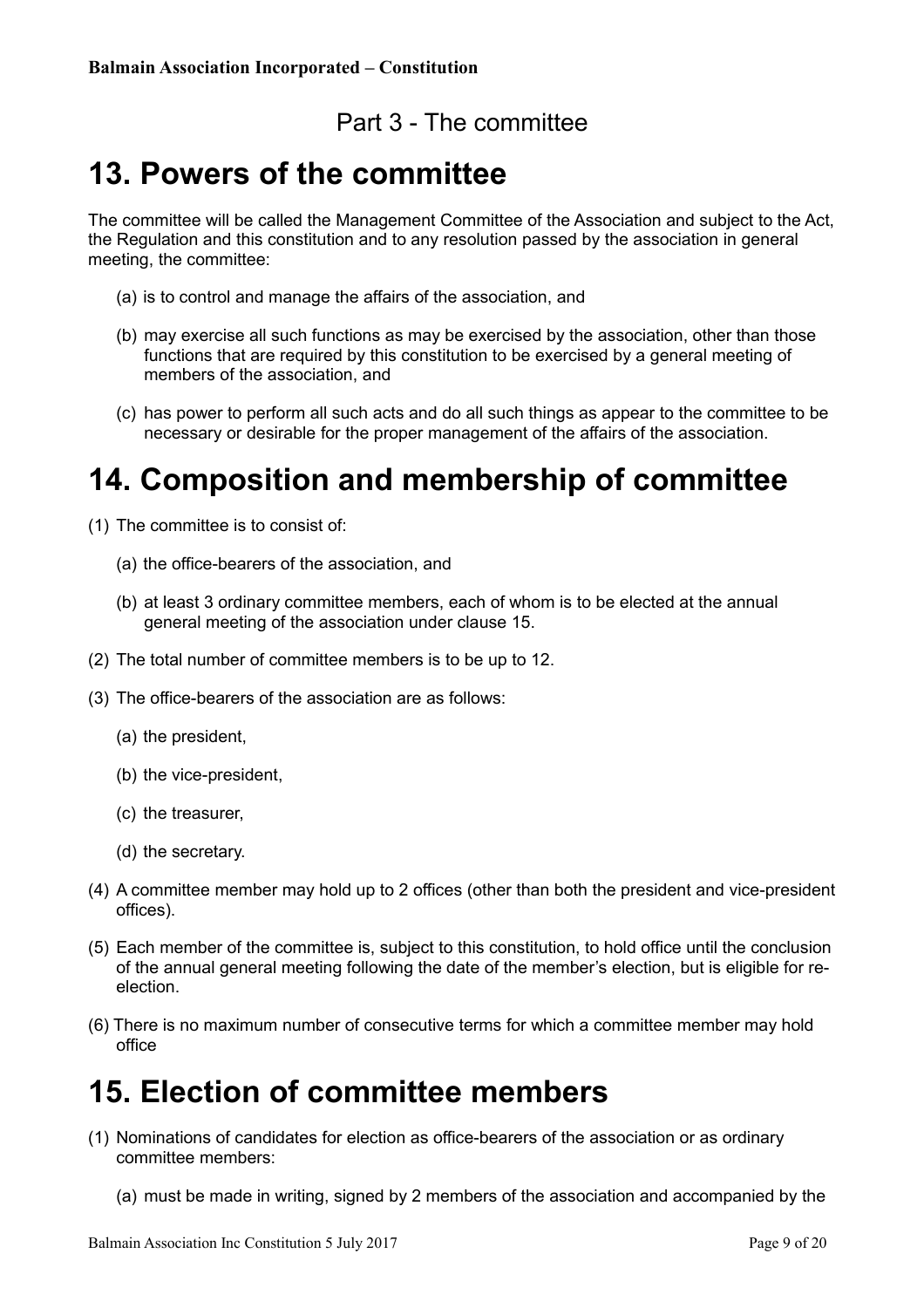## Part 3 - The committee

# 13. Powers of the committee

The committee will be called the Management Committee of the Association and subject to the Act, the Regulation and this constitution and to any resolution passed by the association in general meeting, the committee:

(a) is to control and manage the affairs of the association, and

(b) may exercise all such functions as may be exercised by the association, other than those functions that are required by this constitution to be exercised by a general meeting of members of the association, and

(c) has power to perform all such acts and do all such things as appear to the committee to be necessary or desirable for the proper management of the affairs of the association.

# 14. Composition and membership of committee

(1) The committee is to consist of:

(a) the office-bearers of the association, and

(b) at least 3 ordinary committee members, each of whom is to be elected at the annual general meeting of the association under clause 15.

(2) The total number of committee members is to be up to 12.

(3) The office-bearers of the association are as follows:

(a) the president,

(b) the vice-president,

(c) the treasurer,

(d) the secretary.

(4) A committee member may hold up to 2 offices (other than both the president and vice-president offices).

(5) Each member of the committee is, subject to this constitution, to hold office until the conclusion of the annual general meeting following the date of the member's election, but is eligible for re-election.

(6) There is no maximum number of consecutive terms for which a committee member may hold office

# 15. Election of committee members

(1) Nominations of candidates for election as office-bearers of the association or as ordinary committee members:

(a) must be made in writing, signed by 2 members of the association and accompanied by the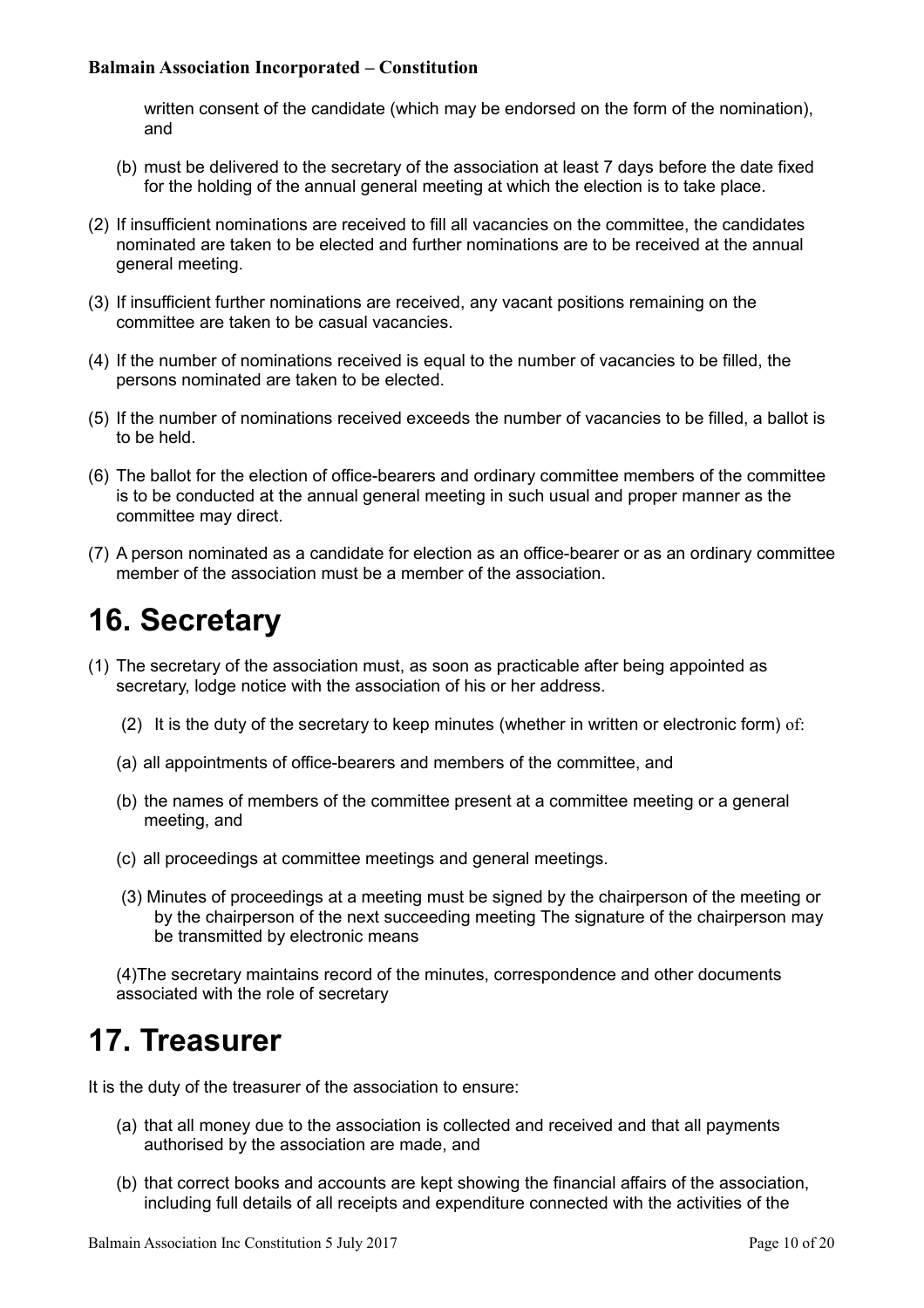written consent of the candidate (which may be endorsed on the form of the nomination), and

(b) must be delivered to the secretary of the association at least 7 days before the date fixed for the holding of the annual general meeting at which the election is to take place.

(2) If insufficient nominations are received to fill all vacancies on the committee, the candidates nominated are taken to be elected and further nominations are to be received at the annual general meeting.

(3) If insufficient further nominations are received, any vacant positions remaining on the committee are taken to be casual vacancies.

(4) If the number of nominations received is equal to the number of vacancies to be filled, the persons nominated are taken to be elected.

(5) If the number of nominations received exceeds the number of vacancies to be filled, a ballot is to be held.

(6) The ballot for the election of office-bearers and ordinary committee members of the committee is to be conducted at the annual general meeting in such usual and proper manner as the committee may direct.

(7) A person nominated as a candidate for election as an office-bearer or as an ordinary committee member of the association must be a member of the association.

# 16. Secretary

(1) The secretary of the association must, as soon as practicable after being appointed as secretary, lodge notice with the association of his or her address.

(2) It is the duty of the secretary to keep minutes (whether in written or electronic form) of:

(a) all appointments of office-bearers and members of the committee, and

(b) the names of members of the committee present at a committee meeting or a general meeting, and

(c) all proceedings at committee meetings and general meetings.

(3) Minutes of proceedings at a meeting must be signed by the chairperson of the meeting or by the chairperson of the next succeeding meeting The signature of the chairperson may be transmitted by electronic means

(4)The secretary maintains record of the minutes, correspondence and other documents associated with the role of secretary

# 17. Treasurer

It is the duty of the treasurer of the association to ensure:

(a) that all money due to the association is collected and received and that all payments authorised by the association are made, and

(b) that correct books and accounts are kept showing the financial affairs of the association, including full details of all receipts and expenditure connected with the activities of the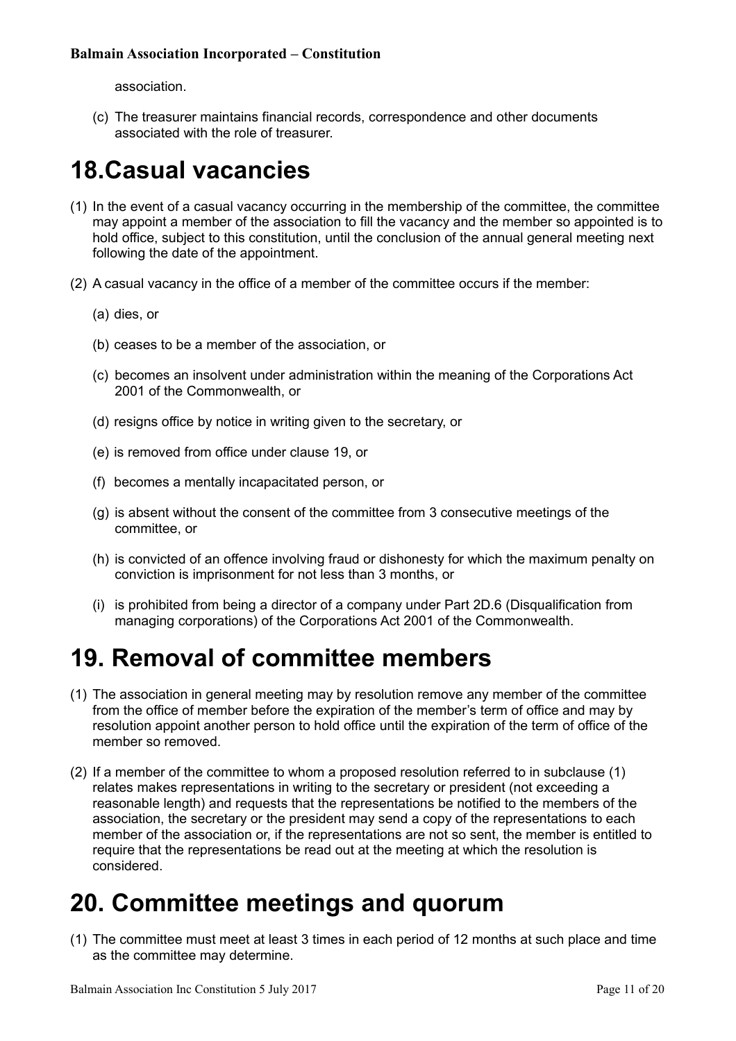association.

(c) The treasurer maintains financial records, correspondence and other documents associated with the role of treasurer.

# 18.Casual vacancies

(1) In the event of a casual vacancy occurring in the membership of the committee, the committee may appoint a member of the association to fill the vacancy and the member so appointed is to hold office, subject to this constitution, until the conclusion of the annual general meeting next following the date of the appointment.

(2) A casual vacancy in the office of a member of the committee occurs if the member:

(a) dies, or

(b) ceases to be a member of the association, or

(c) becomes an insolvent under administration within the meaning of the Corporations Act 2001 of the Commonwealth, or

(d) resigns office by notice in writing given to the secretary, or

(e) is removed from office under clause 19, or

(f) becomes a mentally incapacitated person, or

(g) is absent without the consent of the committee from 3 consecutive meetings of the committee, or

(h) is convicted of an offence involving fraud or dishonesty for which the maximum penalty on conviction is imprisonment for not less than 3 months, or

(i) is prohibited from being a director of a company under Part 2D.6 (Disqualification from managing corporations) of the Corporations Act 2001 of the Commonwealth.

# 19. Removal of committee members

(1) The association in general meeting may by resolution remove any member of the committee from the office of member before the expiration of the member's term of office and may by resolution appoint another person to hold office until the expiration of the term of office of the member so removed.

(2) If a member of the committee to whom a proposed resolution referred to in subclause (1) relates makes representations in writing to the secretary or president (not exceeding a reasonable length) and requests that the representations be notified to the members of the association, the secretary or the president may send a copy of the representations to each member of the association or, if the representations are not so sent, the member is entitled to require that the representations be read out at the meeting at which the resolution is considered.

# 20. Committee meetings and quorum

(1) The committee must meet at least 3 times in each period of 12 months at such place and time as the committee may determine.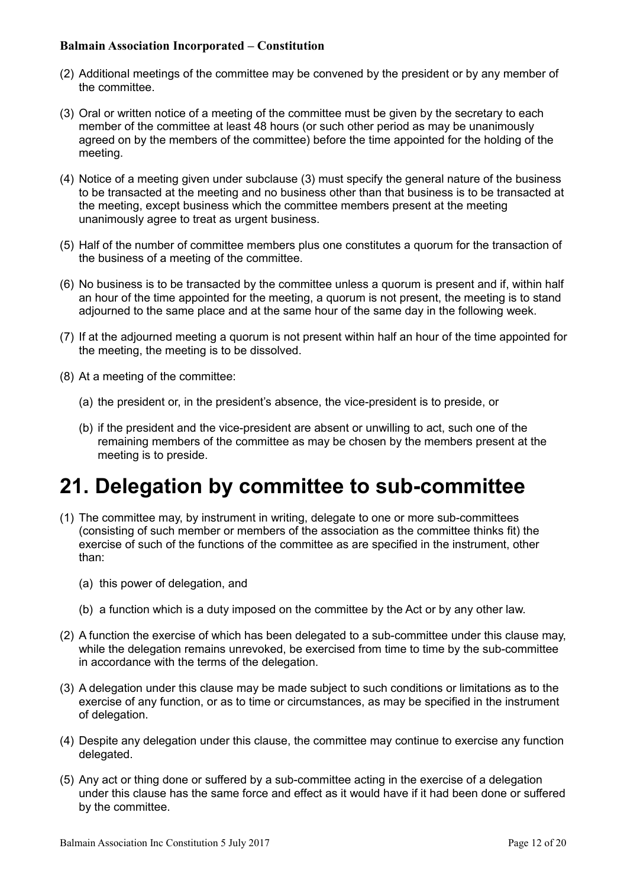(2) Additional meetings of the committee may be convened by the president or by any member of the committee.

(3) Oral or written notice of a meeting of the committee must be given by the secretary to each member of the committee at least 48 hours (or such other period as may be unanimously agreed on by the members of the committee) before the time appointed for the holding of the meeting.

(4) Notice of a meeting given under subclause (3) must specify the general nature of the business to be transacted at the meeting and no business other than that business is to be transacted at the meeting, except business which the committee members present at the meeting unanimously agree to treat as urgent business.

(5) Half of the number of committee members plus one constitutes a quorum for the transaction of the business of a meeting of the committee.

(6) No business is to be transacted by the committee unless a quorum is present and if, within half an hour of the time appointed for the meeting, a quorum is not present, the meeting is to stand adjourned to the same place and at the same hour of the same day in the following week.

(7) If at the adjourned meeting a quorum is not present within half an hour of the time appointed for the meeting, the meeting is to be dissolved.

(8) At a meeting of the committee:

   (a) the president or, in the president's absence, the vice-president is to preside, or

   (b) if the president and the vice-president are absent or unwilling to act, such one of the remaining members of the committee as may be chosen by the members present at the meeting is to preside.

# 21. Delegation by committee to sub-committee

(1) The committee may, by instrument in writing, delegate to one or more sub-committees (consisting of such member or members of the association as the committee thinks fit) the exercise of such of the functions of the committee as are specified in the instrument, other than:

   (a) this power of delegation, and

   (b) a function which is a duty imposed on the committee by the Act or by any other law.

(2) A function the exercise of which has been delegated to a sub-committee under this clause may, while the delegation remains unrevoked, be exercised from time to time by the sub-committee in accordance with the terms of the delegation.

(3) A delegation under this clause may be made subject to such conditions or limitations as to the exercise of any function, or as to time or circumstances, as may be specified in the instrument of delegation.

(4) Despite any delegation under this clause, the committee may continue to exercise any function delegated.

(5) Any act or thing done or suffered by a sub-committee acting in the exercise of a delegation under this clause has the same force and effect as it would have if it had been done or suffered by the committee.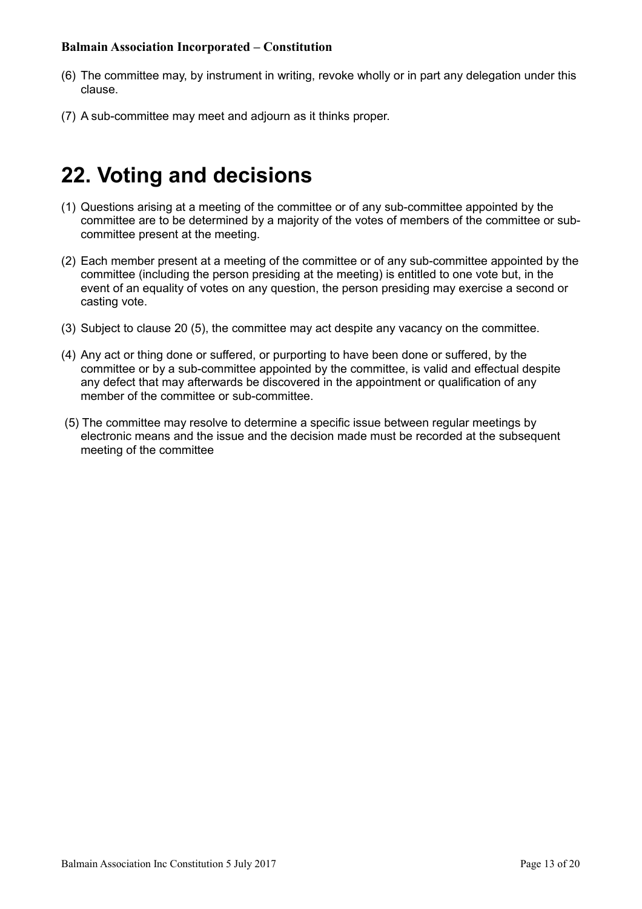(6) The committee may, by instrument in writing, revoke wholly or in part any delegation under this clause.

(7) A sub-committee may meet and adjourn as it thinks proper.

# 22. Voting and decisions

(1) Questions arising at a meeting of the committee or of any sub-committee appointed by the committee are to be determined by a majority of the votes of members of the committee or sub-committee present at the meeting.

(2) Each member present at a meeting of the committee or of any sub-committee appointed by the committee (including the person presiding at the meeting) is entitled to one vote but, in the event of an equality of votes on any question, the person presiding may exercise a second or casting vote.

(3) Subject to clause 20 (5), the committee may act despite any vacancy on the committee.

(4) Any act or thing done or suffered, or purporting to have been done or suffered, by the committee or by a sub-committee appointed by the committee, is valid and effectual despite any defect that may afterwards be discovered in the appointment or qualification of any member of the committee or sub-committee.

(5) The committee may resolve to determine a specific issue between regular meetings by electronic means and the issue and the decision made must be recorded at the subsequent meeting of the committee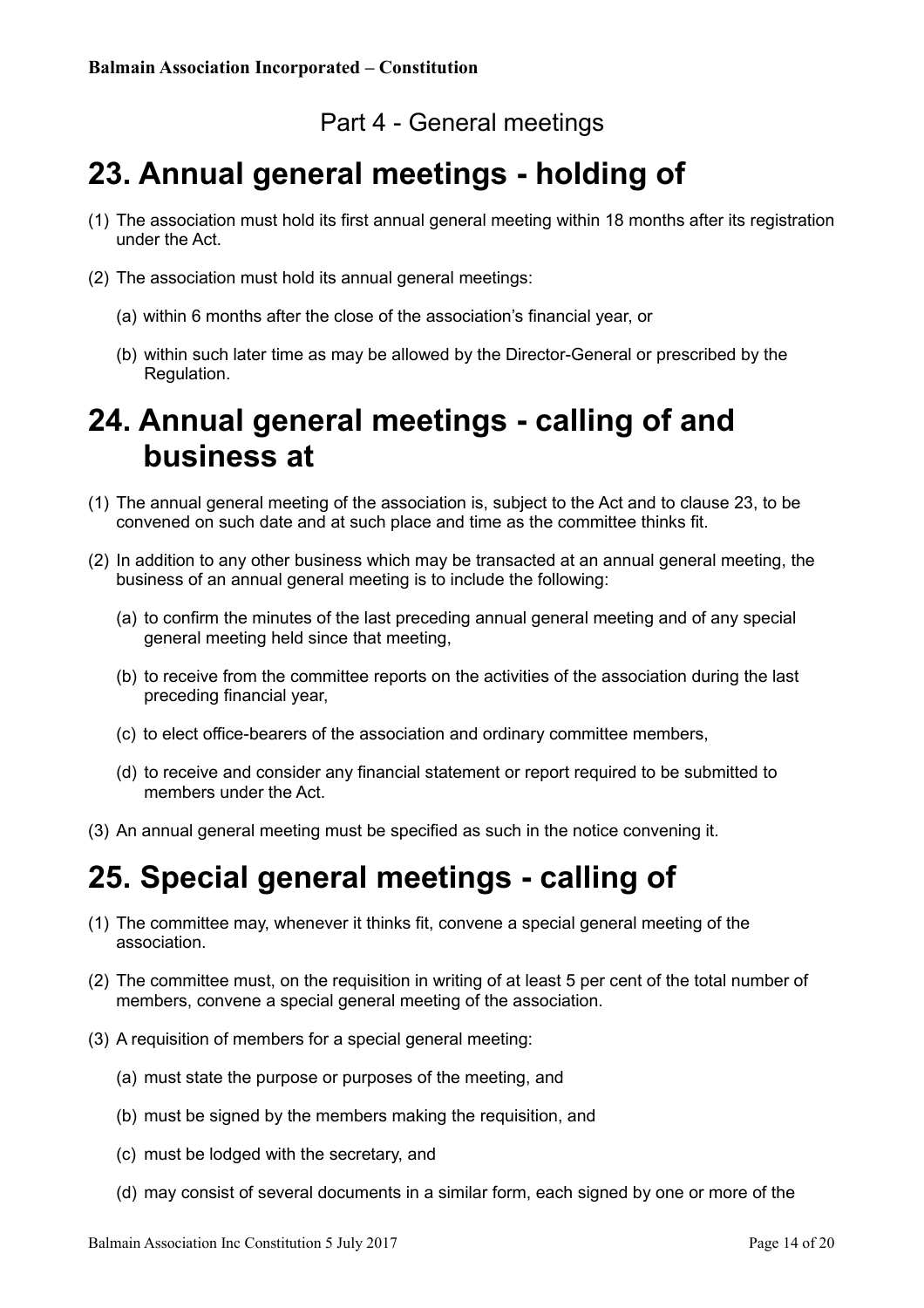## Part 4 - General meetings

# 23. Annual general meetings - holding of

(1) The association must hold its first annual general meeting within 18 months after its registration under the Act.

(2) The association must hold its annual general meetings:

  (a) within 6 months after the close of the association's financial year, or

  (b) within such later time as may be allowed by the Director-General or prescribed by the Regulation.

# 24. Annual general meetings - calling of and business at

(1) The annual general meeting of the association is, subject to the Act and to clause 23, to be convened on such date and at such place and time as the committee thinks fit.

(2) In addition to any other business which may be transacted at an annual general meeting, the business of an annual general meeting is to include the following:

  (a) to confirm the minutes of the last preceding annual general meeting and of any special general meeting held since that meeting,

  (b) to receive from the committee reports on the activities of the association during the last preceding financial year,

  (c) to elect office-bearers of the association and ordinary committee members,

  (d) to receive and consider any financial statement or report required to be submitted to members under the Act.

(3) An annual general meeting must be specified as such in the notice convening it.

# 25. Special general meetings - calling of

(1) The committee may, whenever it thinks fit, convene a special general meeting of the association.

(2) The committee must, on the requisition in writing of at least 5 per cent of the total number of members, convene a special general meeting of the association.

(3) A requisition of members for a special general meeting:

  (a) must state the purpose or purposes of the meeting, and

  (b) must be signed by the members making the requisition, and

  (c) must be lodged with the secretary, and

  (d) may consist of several documents in a similar form, each signed by one or more of the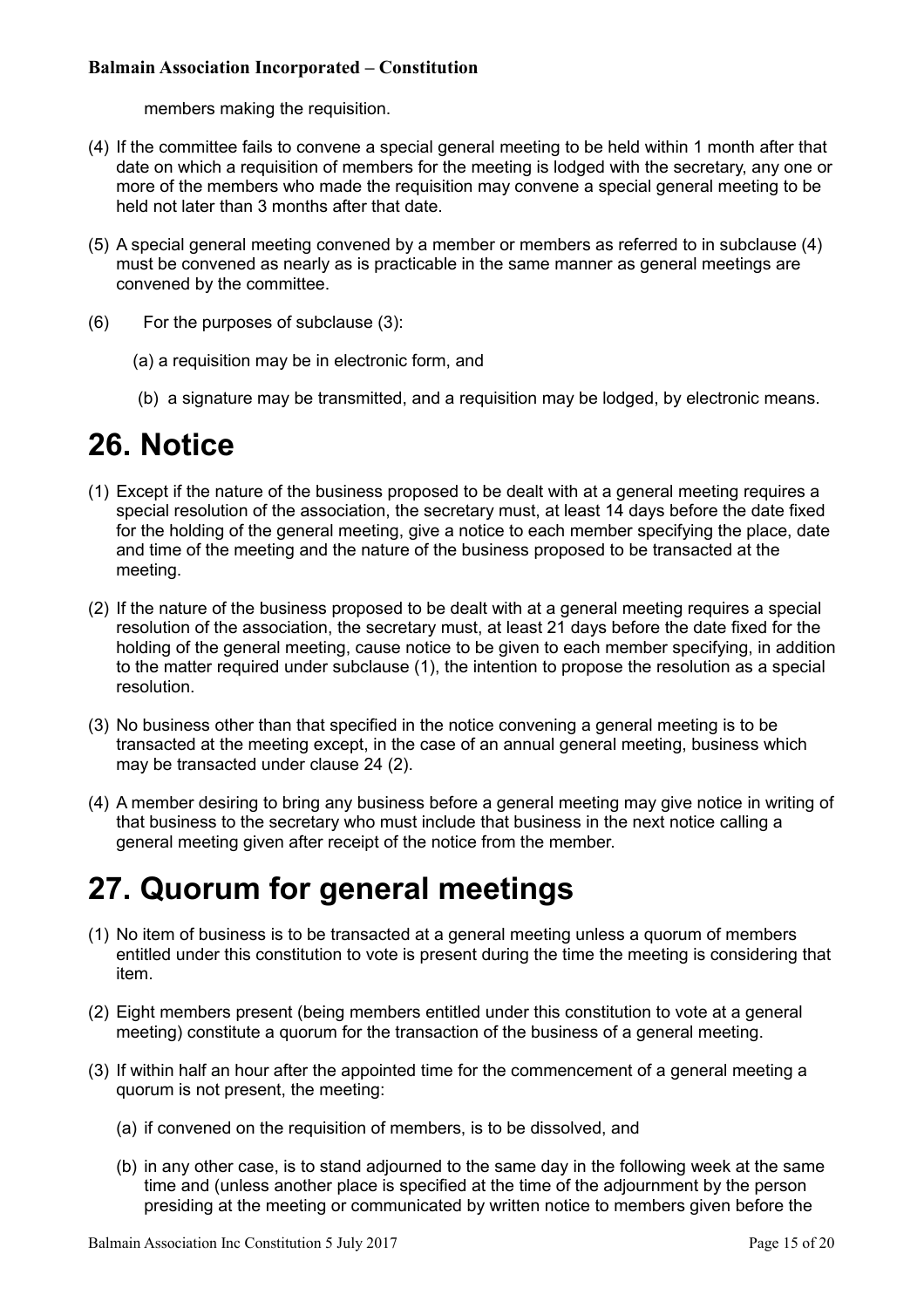members making the requisition.

(4) If the committee fails to convene a special general meeting to be held within 1 month after that date on which a requisition of members for the meeting is lodged with the secretary, any one or more of the members who made the requisition may convene a special general meeting to be held not later than 3 months after that date.

(5) A special general meeting convened by a member or members as referred to in subclause (4) must be convened as nearly as is practicable in the same manner as general meetings are convened by the committee.

(6) For the purposes of subclause (3):

(a) a requisition may be in electronic form, and

(b) a signature may be transmitted, and a requisition may be lodged, by electronic means.

# 26. Notice

(1) Except if the nature of the business proposed to be dealt with at a general meeting requires a special resolution of the association, the secretary must, at least 14 days before the date fixed for the holding of the general meeting, give a notice to each member specifying the place, date and time of the meeting and the nature of the business proposed to be transacted at the meeting.

(2) If the nature of the business proposed to be dealt with at a general meeting requires a special resolution of the association, the secretary must, at least 21 days before the date fixed for the holding of the general meeting, cause notice to be given to each member specifying, in addition to the matter required under subclause (1), the intention to propose the resolution as a special resolution.

(3) No business other than that specified in the notice convening a general meeting is to be transacted at the meeting except, in the case of an annual general meeting, business which may be transacted under clause 24 (2).

(4) A member desiring to bring any business before a general meeting may give notice in writing of that business to the secretary who must include that business in the next notice calling a general meeting given after receipt of the notice from the member.

# 27. Quorum for general meetings

(1) No item of business is to be transacted at a general meeting unless a quorum of members entitled under this constitution to vote is present during the time the meeting is considering that item.

(2) Eight members present (being members entitled under this constitution to vote at a general meeting) constitute a quorum for the transaction of the business of a general meeting.

(3) If within half an hour after the appointed time for the commencement of a general meeting a quorum is not present, the meeting:

(a) if convened on the requisition of members, is to be dissolved, and

(b) in any other case, is to stand adjourned to the same day in the following week at the same time and (unless another place is specified at the time of the adjournment by the person presiding at the meeting or communicated by written notice to members given before the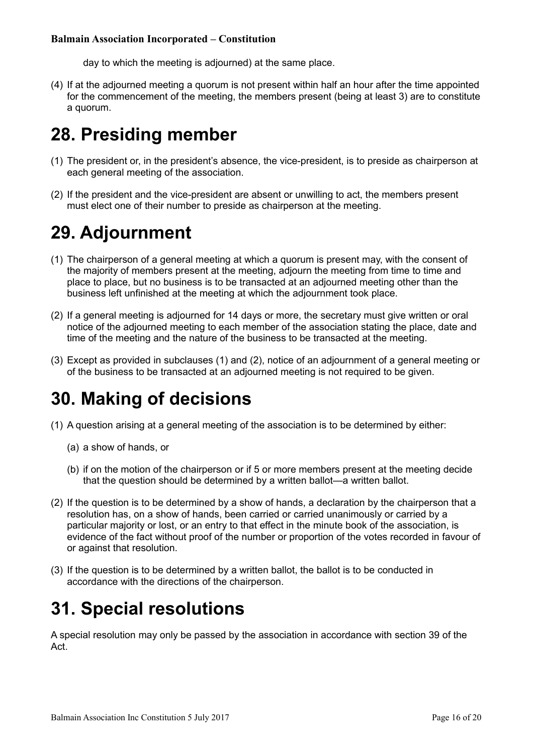day to which the meeting is adjourned) at the same place.

(4) If at the adjourned meeting a quorum is not present within half an hour after the time appointed for the commencement of the meeting, the members present (being at least 3) are to constitute a quorum.

# 28. Presiding member

(1) The president or, in the president's absence, the vice-president, is to preside as chairperson at each general meeting of the association.

(2) If the president and the vice-president are absent or unwilling to act, the members present must elect one of their number to preside as chairperson at the meeting.

# 29. Adjournment

(1) The chairperson of a general meeting at which a quorum is present may, with the consent of the majority of members present at the meeting, adjourn the meeting from time to time and place to place, but no business is to be transacted at an adjourned meeting other than the business left unfinished at the meeting at which the adjournment took place.

(2) If a general meeting is adjourned for 14 days or more, the secretary must give written or oral notice of the adjourned meeting to each member of the association stating the place, date and time of the meeting and the nature of the business to be transacted at the meeting.

(3) Except as provided in subclauses (1) and (2), notice of an adjournment of a general meeting or of the business to be transacted at an adjourned meeting is not required to be given.

# 30. Making of decisions

(1) A question arising at a general meeting of the association is to be determined by either:

   (a) a show of hands, or

   (b) if on the motion of the chairperson or if 5 or more members present at the meeting decide that the question should be determined by a written ballot—a written ballot.

(2) If the question is to be determined by a show of hands, a declaration by the chairperson that a resolution has, on a show of hands, been carried or carried unanimously or carried by a particular majority or lost, or an entry to that effect in the minute book of the association, is evidence of the fact without proof of the number or proportion of the votes recorded in favour of or against that resolution.

(3) If the question is to be determined by a written ballot, the ballot is to be conducted in accordance with the directions of the chairperson.

# 31. Special resolutions

A special resolution may only be passed by the association in accordance with section 39 of the Act.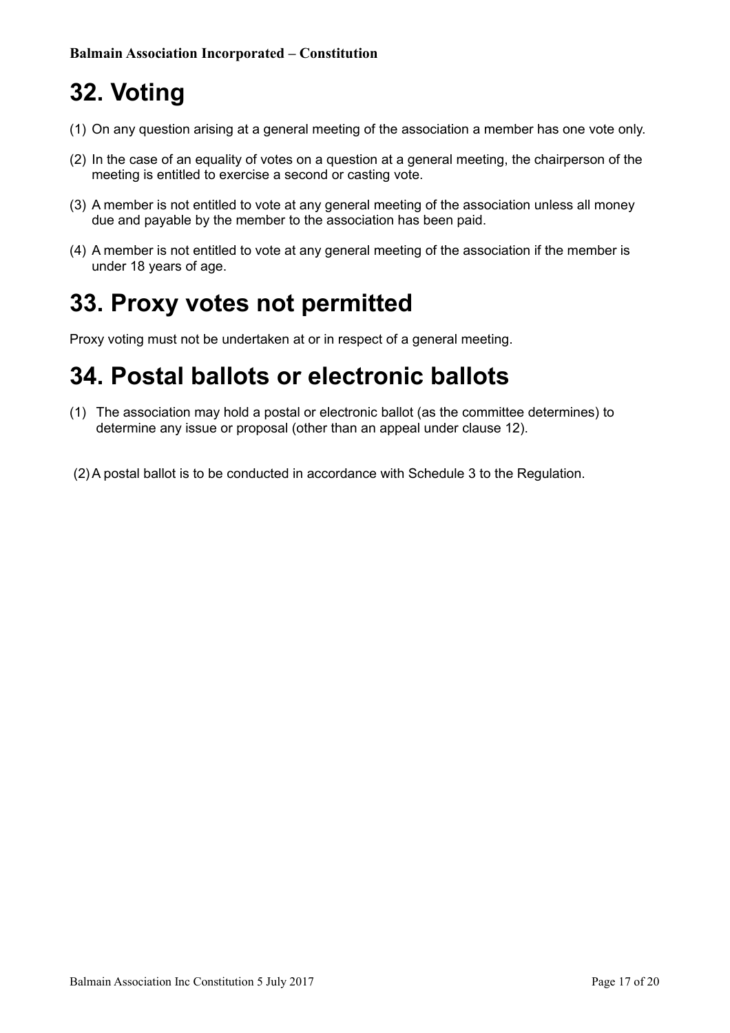# 32. Voting

(1) On any question arising at a general meeting of the association a member has one vote only.

(2) In the case of an equality of votes on a question at a general meeting, the chairperson of the meeting is entitled to exercise a second or casting vote.

(3) A member is not entitled to vote at any general meeting of the association unless all money due and payable by the member to the association has been paid.

(4) A member is not entitled to vote at any general meeting of the association if the member is under 18 years of age.

# 33. Proxy votes not permitted

Proxy voting must not be undertaken at or in respect of a general meeting.

# 34. Postal ballots or electronic ballots

(1) The association may hold a postal or electronic ballot (as the committee determines) to determine any issue or proposal (other than an appeal under clause 12).

(2) A postal ballot is to be conducted in accordance with Schedule 3 to the Regulation.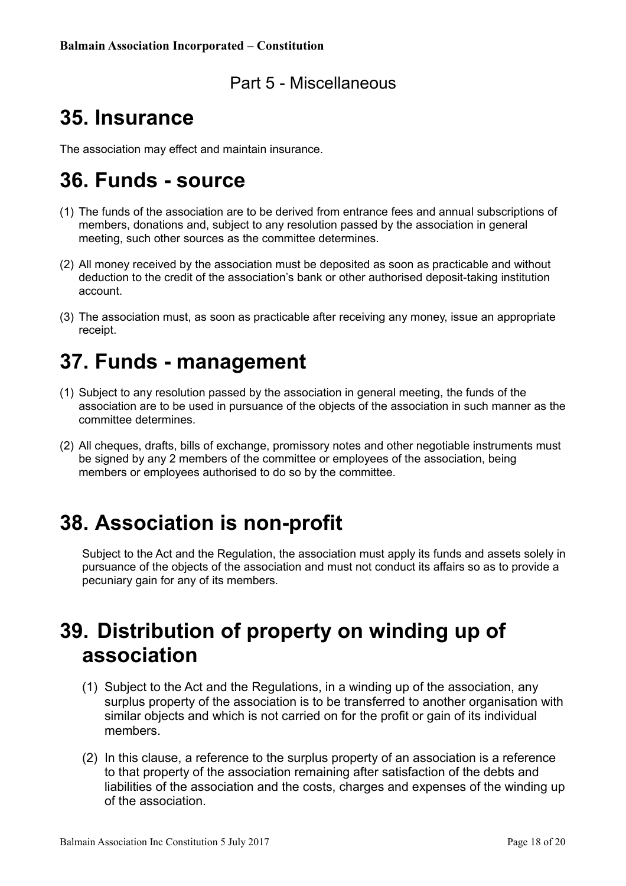## Part 5 - Miscellaneous

# 35. Insurance

The association may effect and maintain insurance.

# 36. Funds - source

(1) The funds of the association are to be derived from entrance fees and annual subscriptions of members, donations and, subject to any resolution passed by the association in general meeting, such other sources as the committee determines.

(2) All money received by the association must be deposited as soon as practicable and without deduction to the credit of the association's bank or other authorised deposit-taking institution account.

(3) The association must, as soon as practicable after receiving any money, issue an appropriate receipt.

# 37. Funds - management

(1) Subject to any resolution passed by the association in general meeting, the funds of the association are to be used in pursuance of the objects of the association in such manner as the committee determines.

(2) All cheques, drafts, bills of exchange, promissory notes and other negotiable instruments must be signed by any 2 members of the committee or employees of the association, being members or employees authorised to do so by the committee.

# 38. Association is non-profit

Subject to the Act and the Regulation, the association must apply its funds and assets solely in pursuance of the objects of the association and must not conduct its affairs so as to provide a pecuniary gain for any of its members.

# 39. Distribution of property on winding up of association

(1) Subject to the Act and the Regulations, in a winding up of the association, any surplus property of the association is to be transferred to another organisation with similar objects and which is not carried on for the profit or gain of its individual members.

(2) In this clause, a reference to the surplus property of an association is a reference to that property of the association remaining after satisfaction of the debts and liabilities of the association and the costs, charges and expenses of the winding up of the association.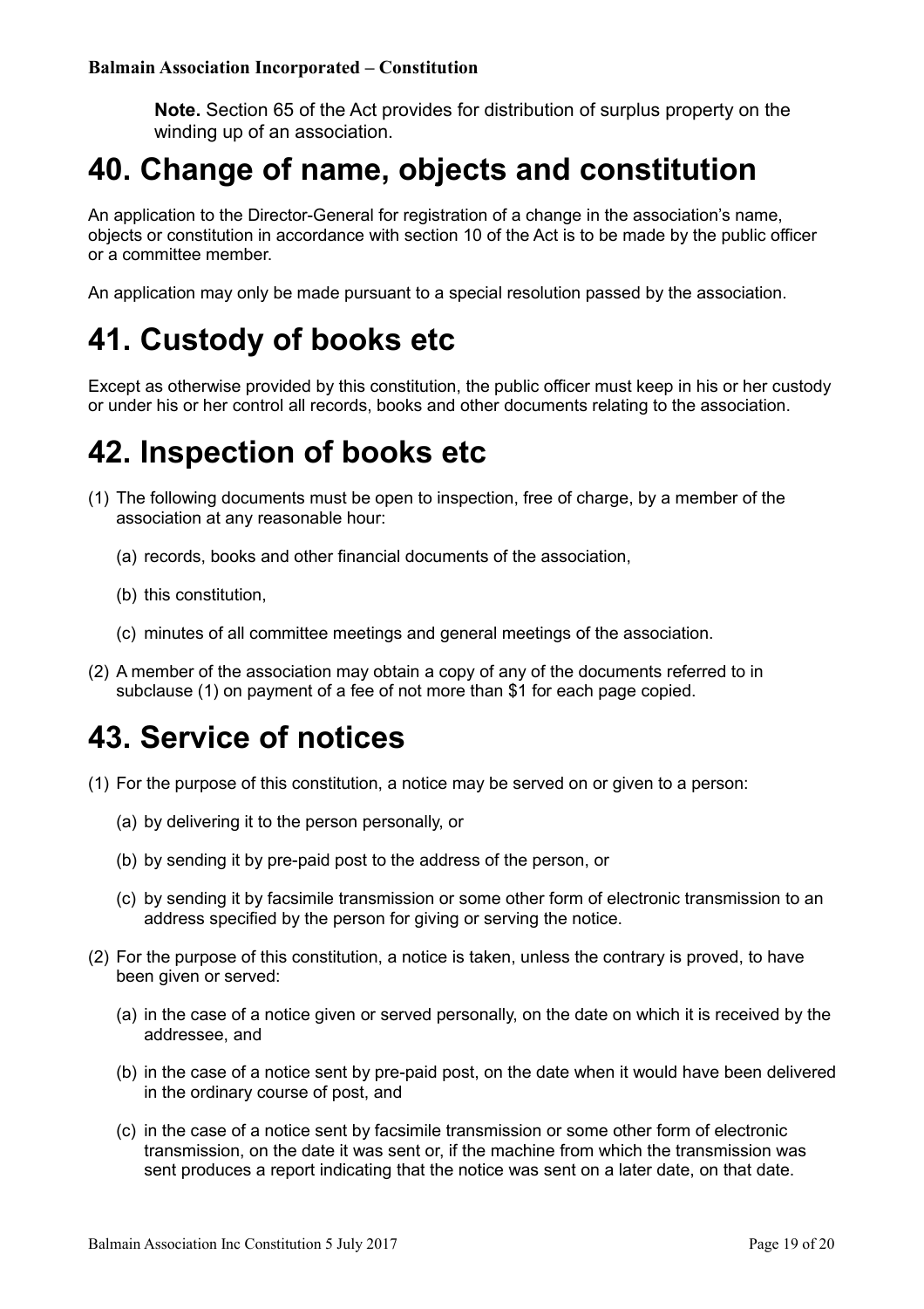**Note.** Section 65 of the Act provides for distribution of surplus property on the winding up of an association.

# 40. Change of name, objects and constitution

An application to the Director-General for registration of a change in the association's name, objects or constitution in accordance with section 10 of the Act is to be made by the public officer or a committee member.

An application may only be made pursuant to a special resolution passed by the association.

# 41. Custody of books etc

Except as otherwise provided by this constitution, the public officer must keep in his or her custody or under his or her control all records, books and other documents relating to the association.

# 42. Inspection of books etc

(1) The following documents must be open to inspection, free of charge, by a member of the association at any reasonable hour:

 (a) records, books and other financial documents of the association,

 (b) this constitution,

 (c) minutes of all committee meetings and general meetings of the association.

(2) A member of the association may obtain a copy of any of the documents referred to in subclause (1) on payment of a fee of not more than $1 for each page copied.

# 43. Service of notices

(1) For the purpose of this constitution, a notice may be served on or given to a person:

 (a) by delivering it to the person personally, or

 (b) by sending it by pre-paid post to the address of the person, or

 (c) by sending it by facsimile transmission or some other form of electronic transmission to an address specified by the person for giving or serving the notice.

(2) For the purpose of this constitution, a notice is taken, unless the contrary is proved, to have been given or served:

 (a) in the case of a notice given or served personally, on the date on which it is received by the addressee, and

 (b) in the case of a notice sent by pre-paid post, on the date when it would have been delivered in the ordinary course of post, and

 (c) in the case of a notice sent by facsimile transmission or some other form of electronic transmission, on the date it was sent or, if the machine from which the transmission was sent produces a report indicating that the notice was sent on a later date, on that date.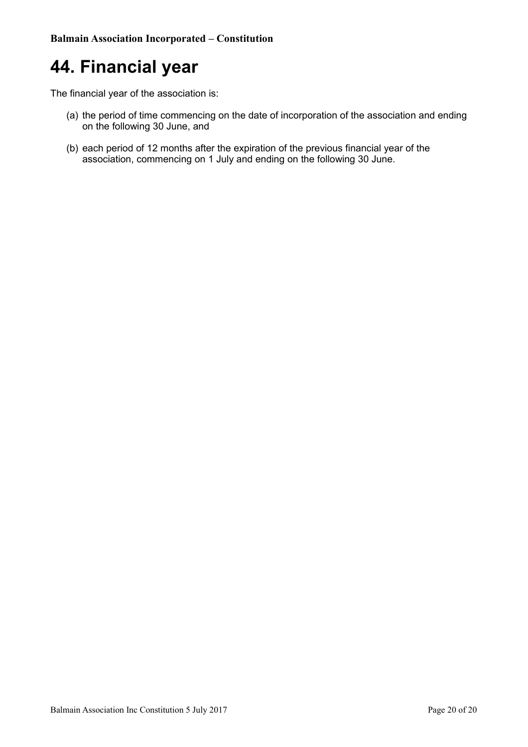# 44. Financial year

The financial year of the association is:

(a) the period of time commencing on the date of incorporation of the association and ending on the following 30 June, and

(b) each period of 12 months after the expiration of the previous financial year of the association, commencing on 1 July and ending on the following 30 June.